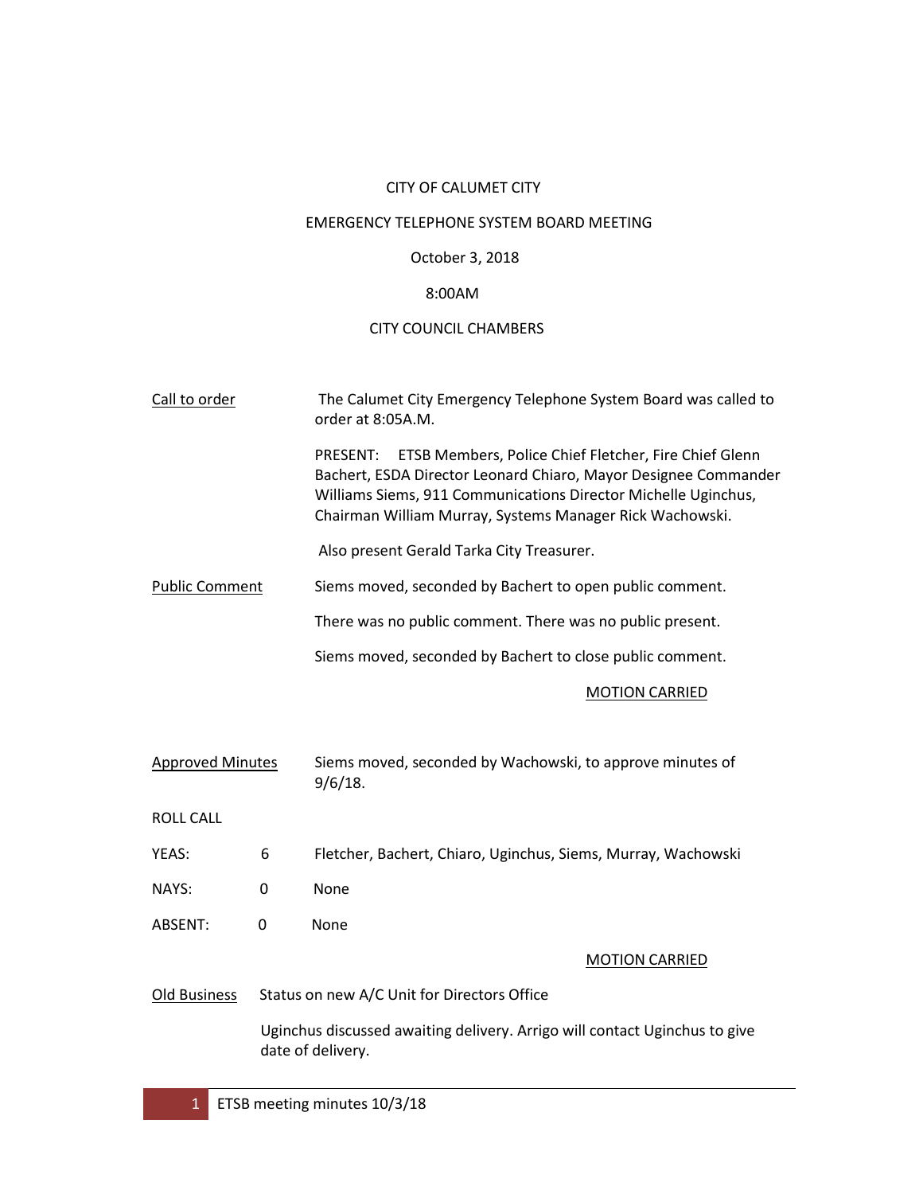CITY OF CALUMET CITY

EMERGENCY TELEPHONE SYSTEM BOARD MEETING

October 3, 2018

8:00AM

CITY COUNCIL CHAMBERS

Call to order

The Calumet City Emergency Telephone System Board was called to order at 8:05A.M.

PRESENT: ETSB Members, Police Chief Fletcher, Fire Chief Glenn Bachert, ESDA Director Leonard Chiaro, Mayor Designee Commander Williams Siems, 911 Communications Director Michelle Uginchus, Chairman William Murray, Systems Manager Rick Wachowski.

Also present Gerald Tarka City Treasurer.

Public Comment

Siems moved, seconded by Bachert to open public comment.

There was no public comment. There was no public present.

Siems moved, seconded by Bachert to close public comment.

MOTION CARRIED

Approved Minutes

Siems moved, seconded by Wachowski, to approve minutes of 9/6/18.

ROLL CALL

| | | |
|---|---|---|
| YEAS: | 6 | Fletcher, Bachert, Chiaro, Uginchus, Siems, Murray, Wachowski |
| NAYS: | 0 | None |
| ABSENT: | 0 | None |

MOTION CARRIED

Old Business

Status on new A/C Unit for Directors Office

Uginchus discussed awaiting delivery. Arrigo will contact Uginchus to give date of delivery.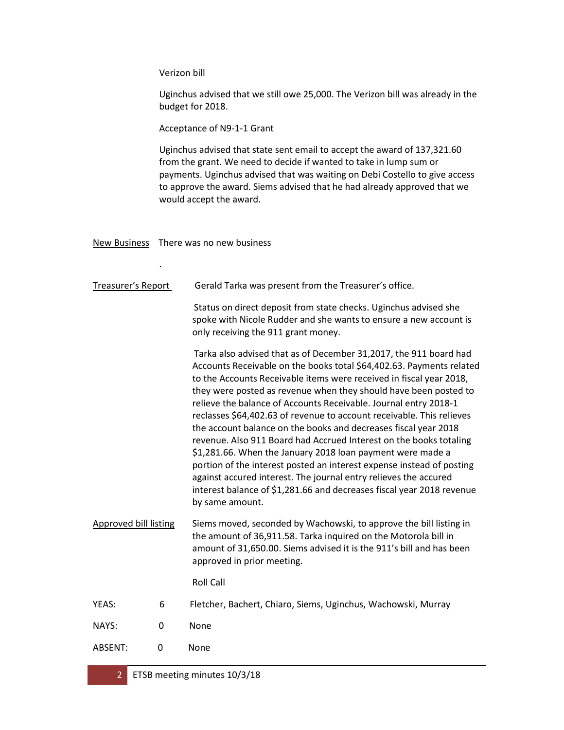Verizon bill

Uginchus advised that we still owe 25,000. The Verizon bill was already in the budget for 2018.

Acceptance of N9-1-1 Grant

Uginchus advised that state sent email to accept the award of 137,321.60 from the grant. We need to decide if wanted to take in lump sum or payments. Uginchus advised that was waiting on Debi Costello to give access to approve the award. Siems advised that he had already approved that we would accept the award.

New Business There was no new business

.

Treasurer's Report Gerald Tarka was present from the Treasurer's office.

Status on direct deposit from state checks. Uginchus advised she spoke with Nicole Rudder and she wants to ensure a new account is only receiving the 911 grant money.

Tarka also advised that as of December 31,2017, the 911 board had Accounts Receivable on the books total $64,402.63. Payments related to the Accounts Receivable items were received in fiscal year 2018, they were posted as revenue when they should have been posted to relieve the balance of Accounts Receivable. Journal entry 2018-1 reclasses $64,402.63 of revenue to account receivable. This relieves the account balance on the books and decreases fiscal year 2018 revenue. Also 911 Board had Accrued Interest on the books totaling $1,281.66. When the January 2018 loan payment were made a portion of the interest posted an interest expense instead of posting against accured interest. The journal entry relieves the accured interest balance of $1,281.66 and decreases fiscal year 2018 revenue by same amount.

Approved bill listing Siems moved, seconded by Wachowski, to approve the bill listing in the amount of 36,911.58. Tarka inquired on the Motorola bill in amount of 31,650.00. Siems advised it is the 911's bill and has been approved in prior meeting.

Roll Call

| | | |
|---|---|---|
| YEAS: | 6 | Fletcher, Bachert, Chiaro, Siems, Uginchus, Wachowski, Murray |
| NAYS: | 0 | None |
| ABSENT: | 0 | None |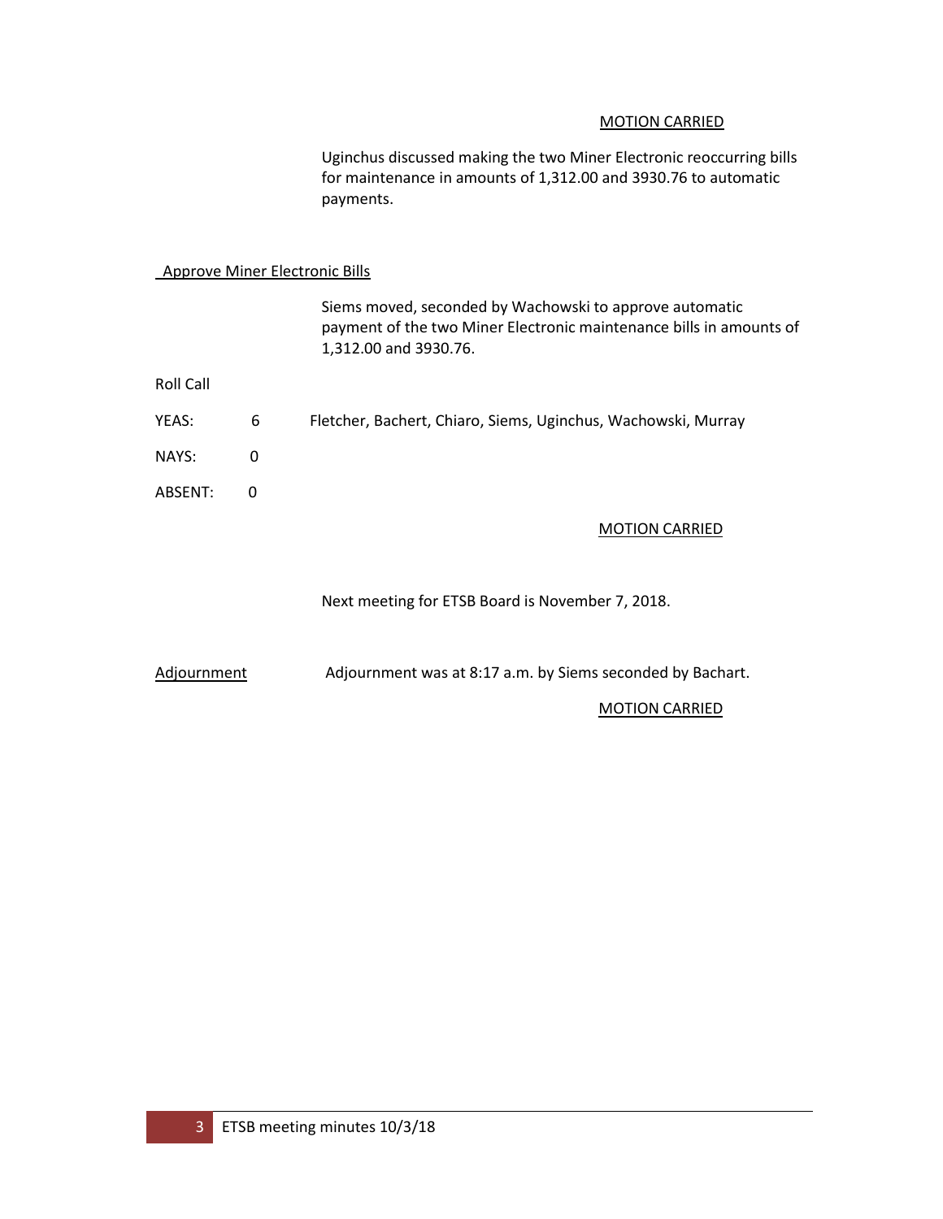MOTION CARRIED

Uginchus discussed making the two Miner Electronic reoccurring bills for maintenance in amounts of 1,312.00 and 3930.76 to automatic payments.

Approve Miner Electronic Bills

Siems moved, seconded by Wachowski to approve automatic payment of the two Miner Electronic maintenance bills in amounts of 1,312.00 and 3930.76.

Roll Call

YEAS: 6 Fletcher, Bachert, Chiaro, Siems, Uginchus, Wachowski, Murray

NAYS: 0

ABSENT: 0

MOTION CARRIED

Next meeting for ETSB Board is November 7, 2018.

Adjournment

Adjournment was at 8:17 a.m. by Siems seconded by Bachart.

MOTION CARRIED